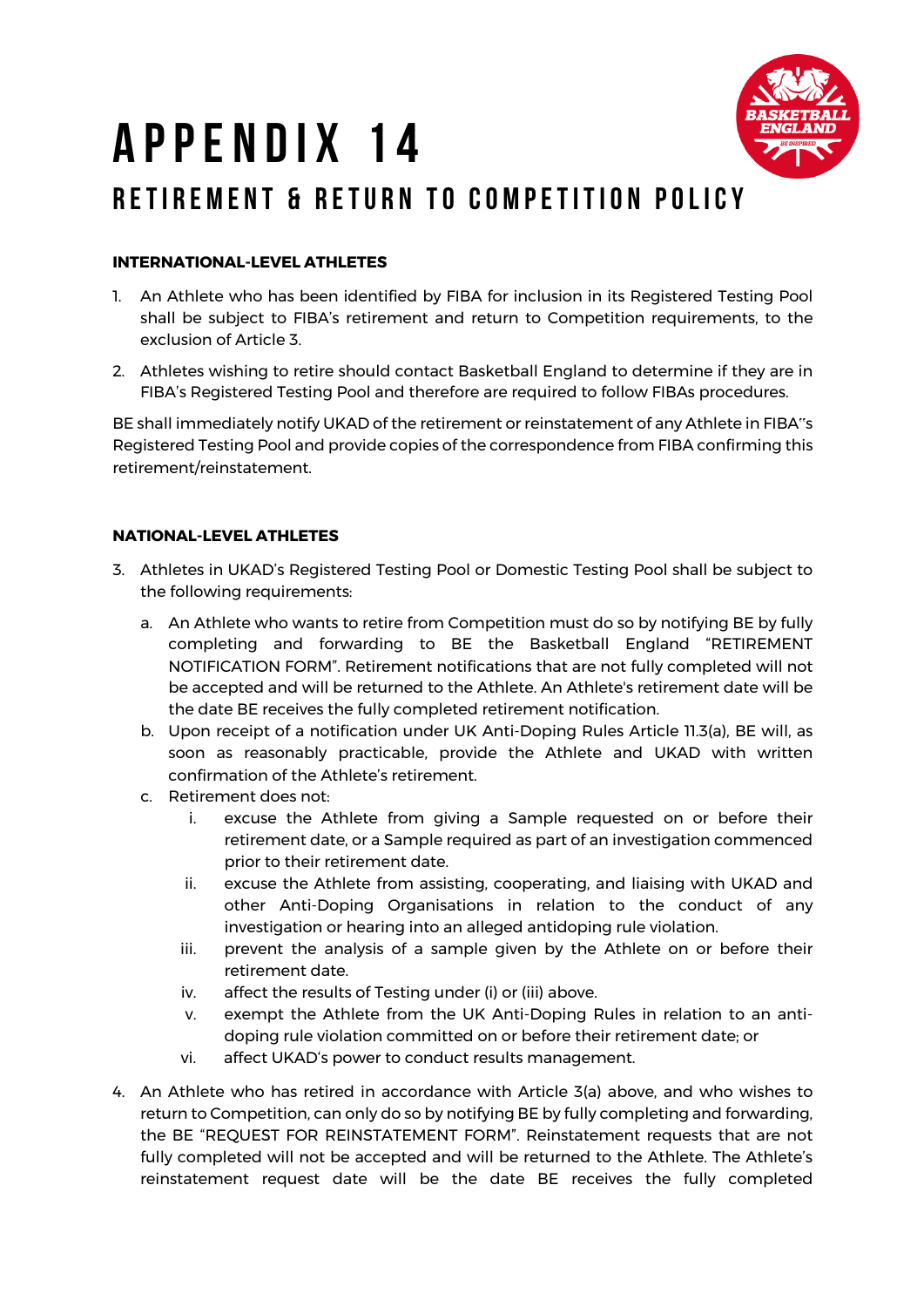# APPENDIX 14

## RETIREMENT & RETURN TO COMPETITION POLICY

**INTERNATIONAL-LEVEL ATHLETES**

1. An Athlete who has been identified by FIBA for inclusion in its Registered Testing Pool shall be subject to FIBA's retirement and return to Competition requirements, to the exclusion of Article 3.
2. Athletes wishing to retire should contact Basketball England to determine if they are in FIBA's Registered Testing Pool and therefore are required to follow FIBAs procedures.

BE shall immediately notify UKAD of the retirement or reinstatement of any Athlete in FIBA''s Registered Testing Pool and provide copies of the correspondence from FIBA confirming this retirement/reinstatement.

**NATIONAL-LEVEL ATHLETES**

3. Athletes in UKAD's Registered Testing Pool or Domestic Testing Pool shall be subject to the following requirements:
    a. An Athlete who wants to retire from Competition must do so by notifying BE by fully completing and forwarding to BE the Basketball England "RETIREMENT NOTIFICATION FORM". Retirement notifications that are not fully completed will not be accepted and will be returned to the Athlete. An Athlete's retirement date will be the date BE receives the fully completed retirement notification.
    b. Upon receipt of a notification under UK Anti-Doping Rules Article 11.3(a), BE will, as soon as reasonably practicable, provide the Athlete and UKAD with written confirmation of the Athlete's retirement.
    c. Retirement does not:
        i. excuse the Athlete from giving a Sample requested on or before their retirement date, or a Sample required as part of an investigation commenced prior to their retirement date.
        ii. excuse the Athlete from assisting, cooperating, and liaising with UKAD and other Anti-Doping Organisations in relation to the conduct of any investigation or hearing into an alleged antidoping rule violation.
        iii. prevent the analysis of a sample given by the Athlete on or before their retirement date.
        iv. affect the results of Testing under (i) or (iii) above.
        v. exempt the Athlete from the UK Anti-Doping Rules in relation to an anti-doping rule violation committed on or before their retirement date; or
        vi. affect UKAD's power to conduct results management.
4. An Athlete who has retired in accordance with Article 3(a) above, and who wishes to return to Competition, can only do so by notifying BE by fully completing and forwarding, the BE "REQUEST FOR REINSTATEMENT FORM". Reinstatement requests that are not fully completed will not be accepted and will be returned to the Athlete. The Athlete's reinstatement request date will be the date BE receives the fully completed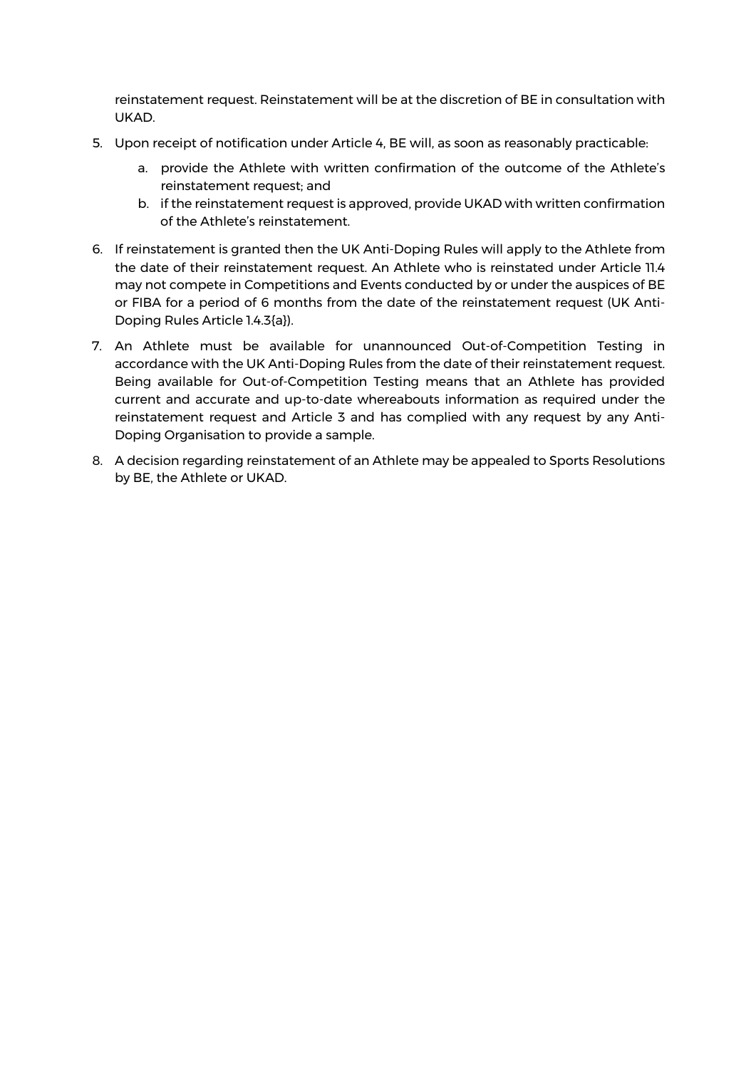reinstatement request. Reinstatement will be at the discretion of BE in consultation with UKAD.

5. Upon receipt of notification under Article 4, BE will, as soon as reasonably practicable:
   a. provide the Athlete with written confirmation of the outcome of the Athlete's reinstatement request; and
   b. if the reinstatement request is approved, provide UKAD with written confirmation of the Athlete's reinstatement.
6. If reinstatement is granted then the UK Anti-Doping Rules will apply to the Athlete from the date of their reinstatement request. An Athlete who is reinstated under Article 11.4 may not compete in Competitions and Events conducted by or under the auspices of BE or FIBA for a period of 6 months from the date of the reinstatement request (UK Anti-Doping Rules Article 1.4.3{a}).
7. An Athlete must be available for unannounced Out-of-Competition Testing in accordance with the UK Anti-Doping Rules from the date of their reinstatement request. Being available for Out-of-Competition Testing means that an Athlete has provided current and accurate and up-to-date whereabouts information as required under the reinstatement request and Article 3 and has complied with any request by any Anti-Doping Organisation to provide a sample.
8. A decision regarding reinstatement of an Athlete may be appealed to Sports Resolutions by BE, the Athlete or UKAD.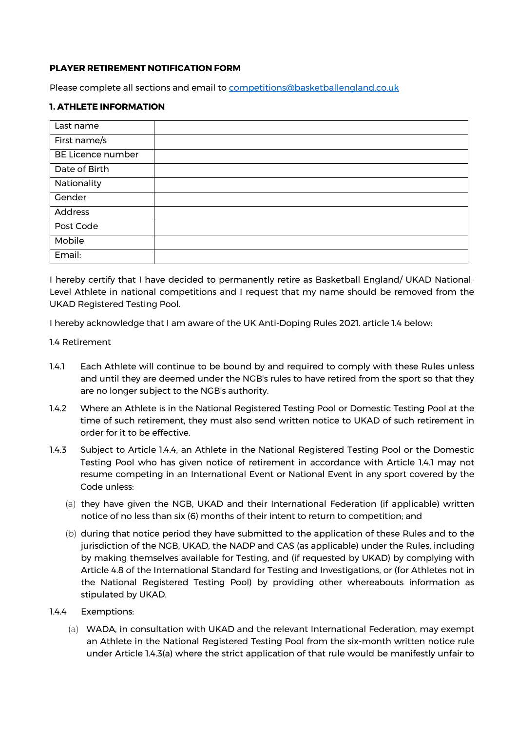**PLAYER RETIREMENT NOTIFICATION FORM**

Please complete all sections and email to competitions@basketballengland.co.uk

**1. ATHLETE INFORMATION**

| | |
|---|---|
| Last name | |
| First name/s | |
| BE Licence number | |
| Date of Birth | |
| Nationality | |
| Gender | |
| Address | |
| Post Code | |
| Mobile | |
| Email: | |

I hereby certify that I have decided to permanently retire as Basketball England/ UKAD National-Level Athlete in national competitions and I request that my name should be removed from the UKAD Registered Testing Pool.

I hereby acknowledge that I am aware of the UK Anti-Doping Rules 2021. article 1.4 below:

1.4 Retirement

1.4.1 Each Athlete will continue to be bound by and required to comply with these Rules unless and until they are deemed under the NGB's rules to have retired from the sport so that they are no longer subject to the NGB's authority.

1.4.2 Where an Athlete is in the National Registered Testing Pool or Domestic Testing Pool at the time of such retirement, they must also send written notice to UKAD of such retirement in order for it to be effective.

1.4.3 Subject to Article 1.4.4, an Athlete in the National Registered Testing Pool or the Domestic Testing Pool who has given notice of retirement in accordance with Article 1.4.1 may not resume competing in an International Event or National Event in any sport covered by the Code unless:

(a) they have given the NGB, UKAD and their International Federation (if applicable) written notice of no less than six (6) months of their intent to return to competition; and

(b) during that notice period they have submitted to the application of these Rules and to the jurisdiction of the NGB, UKAD, the NADP and CAS (as applicable) under the Rules, including by making themselves available for Testing, and (if requested by UKAD) by complying with Article 4.8 of the International Standard for Testing and Investigations, or (for Athletes not in the National Registered Testing Pool) by providing other whereabouts information as stipulated by UKAD.

1.4.4 Exemptions:

(a) WADA, in consultation with UKAD and the relevant International Federation, may exempt an Athlete in the National Registered Testing Pool from the six-month written notice rule under Article 1.4.3(a) where the strict application of that rule would be manifestly unfair to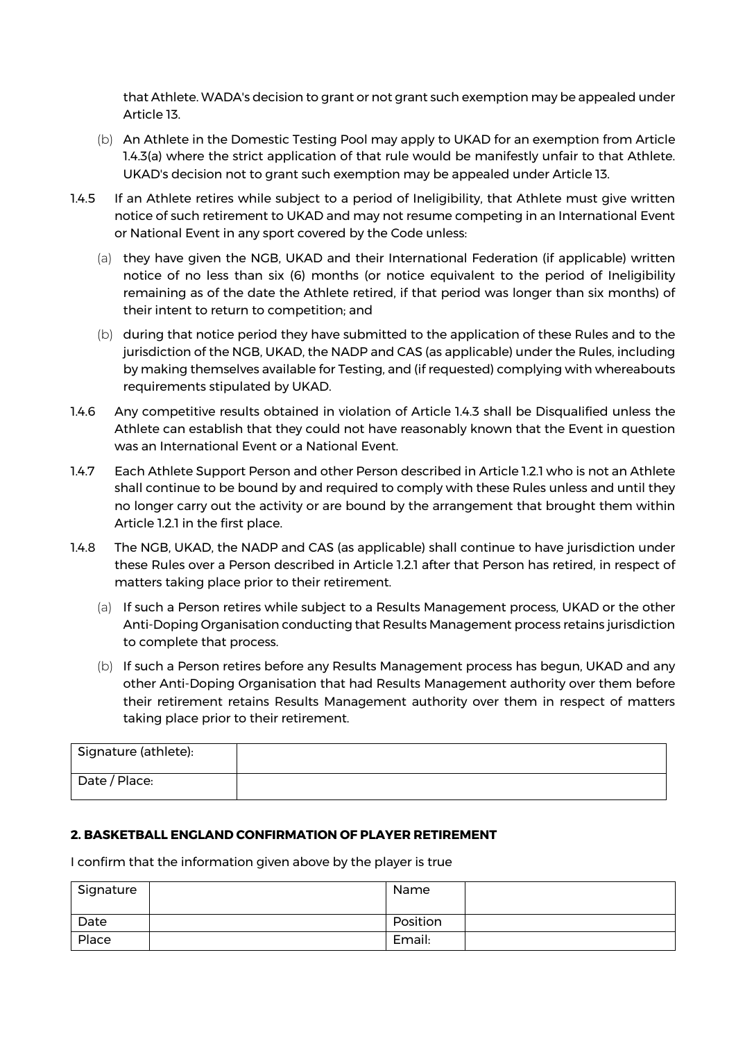that Athlete. WADA's decision to grant or not grant such exemption may be appealed under Article 13.

(b) An Athlete in the Domestic Testing Pool may apply to UKAD for an exemption from Article 1.4.3(a) where the strict application of that rule would be manifestly unfair to that Athlete. UKAD's decision not to grant such exemption may be appealed under Article 13.

1.4.5 If an Athlete retires while subject to a period of Ineligibility, that Athlete must give written notice of such retirement to UKAD and may not resume competing in an International Event or National Event in any sport covered by the Code unless:

(a) they have given the NGB, UKAD and their International Federation (if applicable) written notice of no less than six (6) months (or notice equivalent to the period of Ineligibility remaining as of the date the Athlete retired, if that period was longer than six months) of their intent to return to competition; and

(b) during that notice period they have submitted to the application of these Rules and to the jurisdiction of the NGB, UKAD, the NADP and CAS (as applicable) under the Rules, including by making themselves available for Testing, and (if requested) complying with whereabouts requirements stipulated by UKAD.

1.4.6 Any competitive results obtained in violation of Article 1.4.3 shall be Disqualified unless the Athlete can establish that they could not have reasonably known that the Event in question was an International Event or a National Event.

1.4.7 Each Athlete Support Person and other Person described in Article 1.2.1 who is not an Athlete shall continue to be bound by and required to comply with these Rules unless and until they no longer carry out the activity or are bound by the arrangement that brought them within Article 1.2.1 in the first place.

1.4.8 The NGB, UKAD, the NADP and CAS (as applicable) shall continue to have jurisdiction under these Rules over a Person described in Article 1.2.1 after that Person has retired, in respect of matters taking place prior to their retirement.

(a) If such a Person retires while subject to a Results Management process, UKAD or the other Anti-Doping Organisation conducting that Results Management process retains jurisdiction to complete that process.

(b) If such a Person retires before any Results Management process has begun, UKAD and any other Anti-Doping Organisation that had Results Management authority over them before their retirement retains Results Management authority over them in respect of matters taking place prior to their retirement.

| | |
|---|---|
| Signature (athlete): | |
| Date / Place: | |

**2. BASKETBALL ENGLAND CONFIRMATION OF PLAYER RETIREMENT**

I confirm that the information given above by the player is true

| | | | |
|---|---|---|---|
| Signature | | Name | |
| Date | | Position | |
| Place | | Email: | |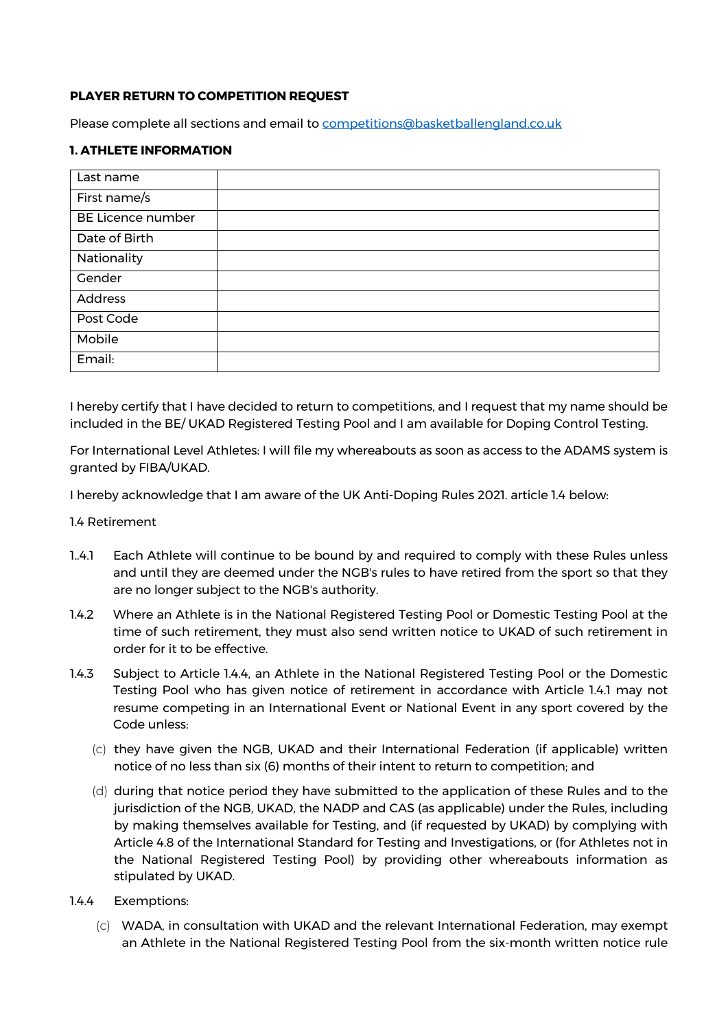**PLAYER RETURN TO COMPETITION REQUEST**

Please complete all sections and email to competitions@basketballengland.co.uk

**1. ATHLETE INFORMATION**

| | |
|---|---|
| Last name | |
| First name/s | |
| BE Licence number | |
| Date of Birth | |
| Nationality | |
| Gender | |
| Address | |
| Post Code | |
| Mobile | |
| Email: | |

I hereby certify that I have decided to return to competitions, and I request that my name should be included in the BE/ UKAD Registered Testing Pool and I am available for Doping Control Testing.

For International Level Athletes: I will file my whereabouts as soon as access to the ADAMS system is granted by FIBA/UKAD.

I hereby acknowledge that I am aware of the UK Anti-Doping Rules 2021. article 1.4 below:

1.4 Retirement

1..4.1 Each Athlete will continue to be bound by and required to comply with these Rules unless and until they are deemed under the NGB's rules to have retired from the sport so that they are no longer subject to the NGB's authority.

1.4.2 Where an Athlete is in the National Registered Testing Pool or Domestic Testing Pool at the time of such retirement, they must also send written notice to UKAD of such retirement in order for it to be effective.

1.4.3 Subject to Article 1.4.4, an Athlete in the National Registered Testing Pool or the Domestic Testing Pool who has given notice of retirement in accordance with Article 1.4.1 may not resume competing in an International Event or National Event in any sport covered by the Code unless:

(c) they have given the NGB, UKAD and their International Federation (if applicable) written notice of no less than six (6) months of their intent to return to competition; and

(d) during that notice period they have submitted to the application of these Rules and to the jurisdiction of the NGB, UKAD, the NADP and CAS (as applicable) under the Rules, including by making themselves available for Testing, and (if requested by UKAD) by complying with Article 4.8 of the International Standard for Testing and Investigations, or (for Athletes not in the National Registered Testing Pool) by providing other whereabouts information as stipulated by UKAD.

1.4.4 Exemptions:

(c) WADA, in consultation with UKAD and the relevant International Federation, may exempt an Athlete in the National Registered Testing Pool from the six-month written notice rule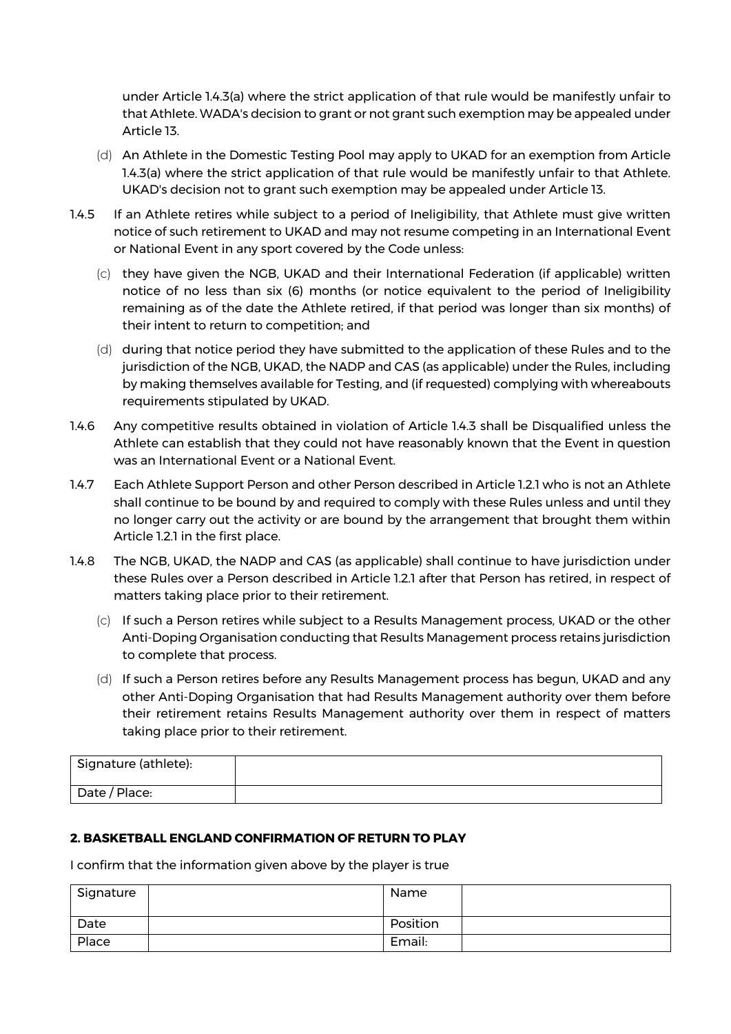under Article 1.4.3(a) where the strict application of that rule would be manifestly unfair to that Athlete. WADA's decision to grant or not grant such exemption may be appealed under Article 13.

(d) An Athlete in the Domestic Testing Pool may apply to UKAD for an exemption from Article 1.4.3(a) where the strict application of that rule would be manifestly unfair to that Athlete. UKAD's decision not to grant such exemption may be appealed under Article 13.

1.4.5 If an Athlete retires while subject to a period of Ineligibility, that Athlete must give written notice of such retirement to UKAD and may not resume competing in an International Event or National Event in any sport covered by the Code unless:

(c) they have given the NGB, UKAD and their International Federation (if applicable) written notice of no less than six (6) months (or notice equivalent to the period of Ineligibility remaining as of the date the Athlete retired, if that period was longer than six months) of their intent to return to competition; and

(d) during that notice period they have submitted to the application of these Rules and to the jurisdiction of the NGB, UKAD, the NADP and CAS (as applicable) under the Rules, including by making themselves available for Testing, and (if requested) complying with whereabouts requirements stipulated by UKAD.

1.4.6 Any competitive results obtained in violation of Article 1.4.3 shall be Disqualified unless the Athlete can establish that they could not have reasonably known that the Event in question was an International Event or a National Event.

1.4.7 Each Athlete Support Person and other Person described in Article 1.2.1 who is not an Athlete shall continue to be bound by and required to comply with these Rules unless and until they no longer carry out the activity or are bound by the arrangement that brought them within Article 1.2.1 in the first place.

1.4.8 The NGB, UKAD, the NADP and CAS (as applicable) shall continue to have jurisdiction under these Rules over a Person described in Article 1.2.1 after that Person has retired, in respect of matters taking place prior to their retirement.

(c) If such a Person retires while subject to a Results Management process, UKAD or the other Anti-Doping Organisation conducting that Results Management process retains jurisdiction to complete that process.

(d) If such a Person retires before any Results Management process has begun, UKAD and any other Anti-Doping Organisation that had Results Management authority over them before their retirement retains Results Management authority over them in respect of matters taking place prior to their retirement.

| | |
|---|---|
| Signature (athlete): | |
| Date / Place: | |

**2. BASKETBALL ENGLAND CONFIRMATION OF RETURN TO PLAY**

I confirm that the information given above by the player is true

| | | | |
|---|---|---|---|
| Signature | | Name | |
| Date | | Position | |
| Place | | Email: | |